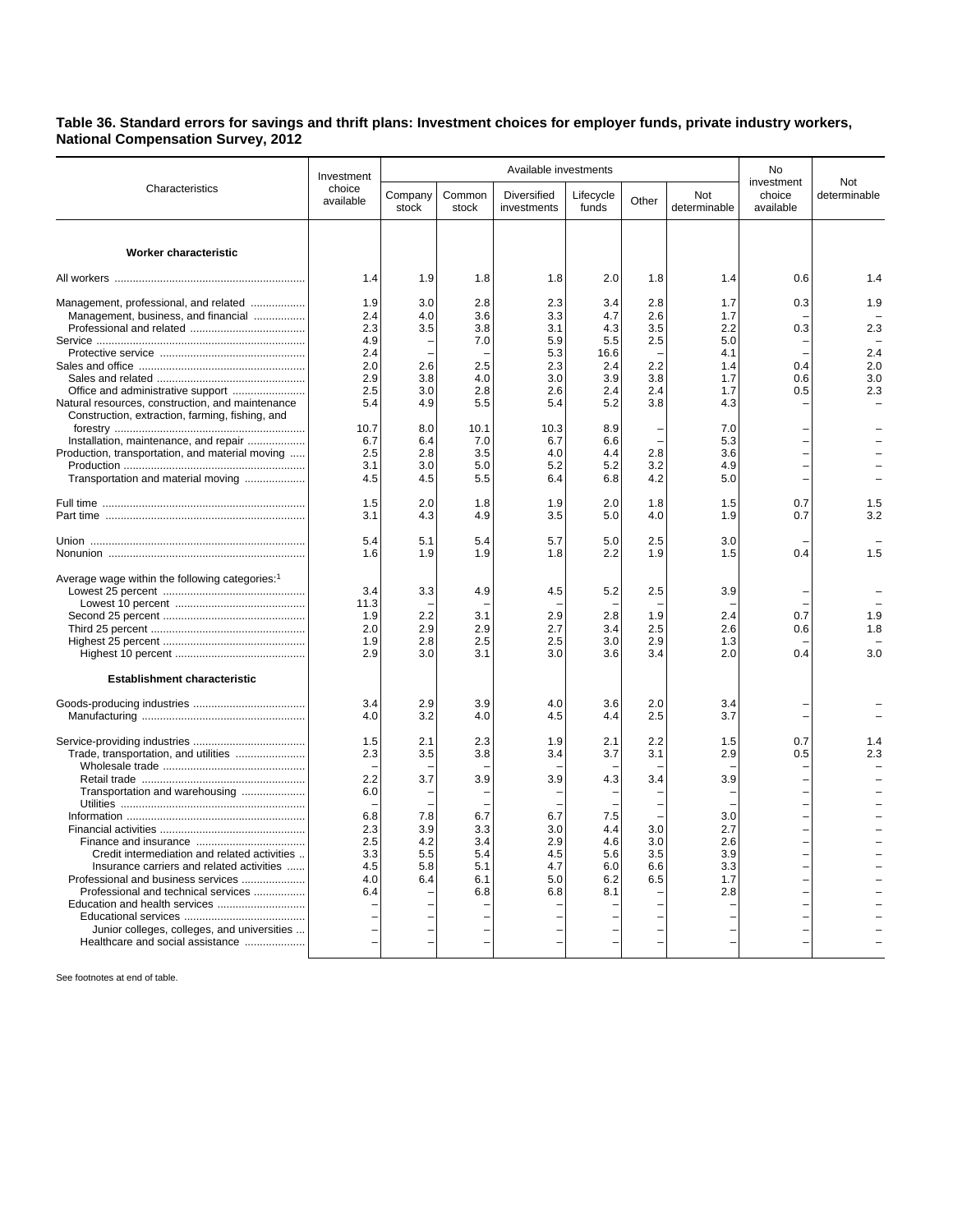**Table 36. Standard errors for savings and thrift plans: Investment choices for employer funds, private industry workers, National Compensation Survey, 2012**

| Characteristics | Investment choice available | Available investments | | | | | | No investment choice available | Not determinable |
|---|---|---|---|---|---|---|---|---|---|
| | | Company stock | Common stock | Diversified investments | Lifecycle funds | Other | Not determinable | | |
| **Worker characteristic** | | | | | | | | | |
| All workers | 1.4 | 1.9 | 1.8 | 1.8 | 2.0 | 1.8 | 1.4 | 0.6 | 1.4 |
| Management, professional, and related | 1.9 | 3.0 | 2.8 | 2.3 | 3.4 | 2.8 | 1.7 | 0.3 | 1.9 |
| Management, business, and financial | 2.4 | 4.0 | 3.6 | 3.3 | 4.7 | 2.6 | 1.7 | – | – |
| Professional and related | 2.3 | 3.5 | 3.8 | 3.1 | 4.3 | 3.5 | 2.2 | 0.3 | 2.3 |
| Service | 4.9 | – | 7.0 | 5.9 | 5.5 | 2.5 | 5.0 | – | – |
| Protective service | 2.4 | – | – | 5.3 | 16.6 | – | 4.1 | – | 2.4 |
| Sales and office | 2.0 | 2.6 | 2.5 | 2.3 | 2.4 | 2.2 | 1.4 | 0.4 | 2.0 |
| Sales and related | 2.9 | 3.8 | 4.0 | 3.0 | 3.9 | 3.8 | 1.7 | 0.6 | 3.0 |
| Office and administrative support | 2.5 | 3.0 | 2.8 | 2.6 | 2.4 | 2.4 | 1.7 | 0.5 | 2.3 |
| Natural resources, construction, and maintenance | 5.4 | 4.9 | 5.5 | 5.4 | 5.2 | 3.8 | 4.3 | – | – |
| Construction, extraction, farming, fishing, and forestry | 10.7 | 8.0 | 10.1 | 10.3 | 8.9 | – | 7.0 | – | – |
| Installation, maintenance, and repair | 6.7 | 6.4 | 7.0 | 6.7 | 6.6 | – | 5.3 | – | – |
| Production, transportation, and material moving | 2.5 | 2.8 | 3.5 | 4.0 | 4.4 | 2.8 | 3.6 | – | – |
| Production | 3.1 | 3.0 | 5.0 | 5.2 | 5.2 | 3.2 | 4.9 | – | – |
| Transportation and material moving | 4.5 | 4.5 | 5.5 | 6.4 | 6.8 | 4.2 | 5.0 | – | – |
| Full time | 1.5 | 2.0 | 1.8 | 1.9 | 2.0 | 1.8 | 1.5 | 0.7 | 1.5 |
| Part time | 3.1 | 4.3 | 4.9 | 3.5 | 5.0 | 4.0 | 1.9 | 0.7 | 3.2 |
| Union | 5.4 | 5.1 | 5.4 | 5.7 | 5.0 | 2.5 | 3.0 | – | – |
| Nonunion | 1.6 | 1.9 | 1.9 | 1.8 | 2.2 | 1.9 | 1.5 | 0.4 | 1.5 |
| Average wage within the following categories:[1] | | | | | | | | | |
| Lowest 25 percent | 3.4 | 3.3 | 4.9 | 4.5 | 5.2 | 2.5 | 3.9 | – | – |
| Lowest 10 percent | 11.3 | – | – | – | – | – | – | – | – |
| Second 25 percent | 1.9 | 2.2 | 3.1 | 2.9 | 2.8 | 1.9 | 2.4 | 0.7 | 1.9 |
| Third 25 percent | 2.0 | 2.9 | 2.9 | 2.7 | 3.4 | 2.5 | 2.6 | 0.6 | 1.8 |
| Highest 25 percent | 1.9 | 2.8 | 2.5 | 2.5 | 3.0 | 2.9 | 1.3 | – | – |
| Highest 10 percent | 2.9 | 3.0 | 3.1 | 3.0 | 3.6 | 3.4 | 2.0 | 0.4 | 3.0 |
| **Establishment characteristic** | | | | | | | | | |
| Goods-producing industries | 3.4 | 2.9 | 3.9 | 4.0 | 3.6 | 2.0 | 3.4 | – | – |
| Manufacturing | 4.0 | 3.2 | 4.0 | 4.5 | 4.4 | 2.5 | 3.7 | – | – |
| Service-providing industries | 1.5 | 2.1 | 2.3 | 1.9 | 2.1 | 2.2 | 1.5 | 0.7 | 1.4 |
| Trade, transportation, and utilities | 2.3 | 3.5 | 3.8 | 3.4 | 3.7 | 3.1 | 2.9 | 0.5 | 2.3 |
| Wholesale trade | – | – | – | – | – | – | – | – | – |
| Retail trade | 2.2 | 3.7 | 3.9 | 3.9 | 4.3 | 3.4 | 3.9 | – | – |
| Transportation and warehousing | 6.0 | – | – | – | – | – | – | – | – |
| Utilities | – | – | – | – | – | – | – | – | – |
| Information | 6.8 | 7.8 | 6.7 | 6.7 | 7.5 | – | 3.0 | – | – |
| Financial activities | 2.3 | 3.9 | 3.3 | 3.0 | 4.4 | 3.0 | 2.7 | – | – |
| Finance and insurance | 2.5 | 4.2 | 3.4 | 2.9 | 4.6 | 3.0 | 2.6 | – | – |
| Credit intermediation and related activities | 3.3 | 5.5 | 5.4 | 4.5 | 5.6 | 3.5 | 3.9 | – | – |
| Insurance carriers and related activities | 4.5 | 5.8 | 5.1 | 4.7 | 6.0 | 6.6 | 3.3 | – | – |
| Professional and business services | 4.0 | 6.4 | 6.1 | 5.0 | 6.2 | 6.5 | 1.7 | – | – |
| Professional and technical services | 6.4 | – | 6.8 | 6.8 | 8.1 | – | 2.8 | – | – |
| Education and health services | – | – | – | – | – | – | – | – | – |
| Educational services | – | – | – | – | – | – | – | – | – |
| Junior colleges, colleges, and universities | – | – | – | – | – | – | – | – | – |
| Healthcare and social assistance | – | – | – | – | – | – | – | – | – |

See footnotes at end of table.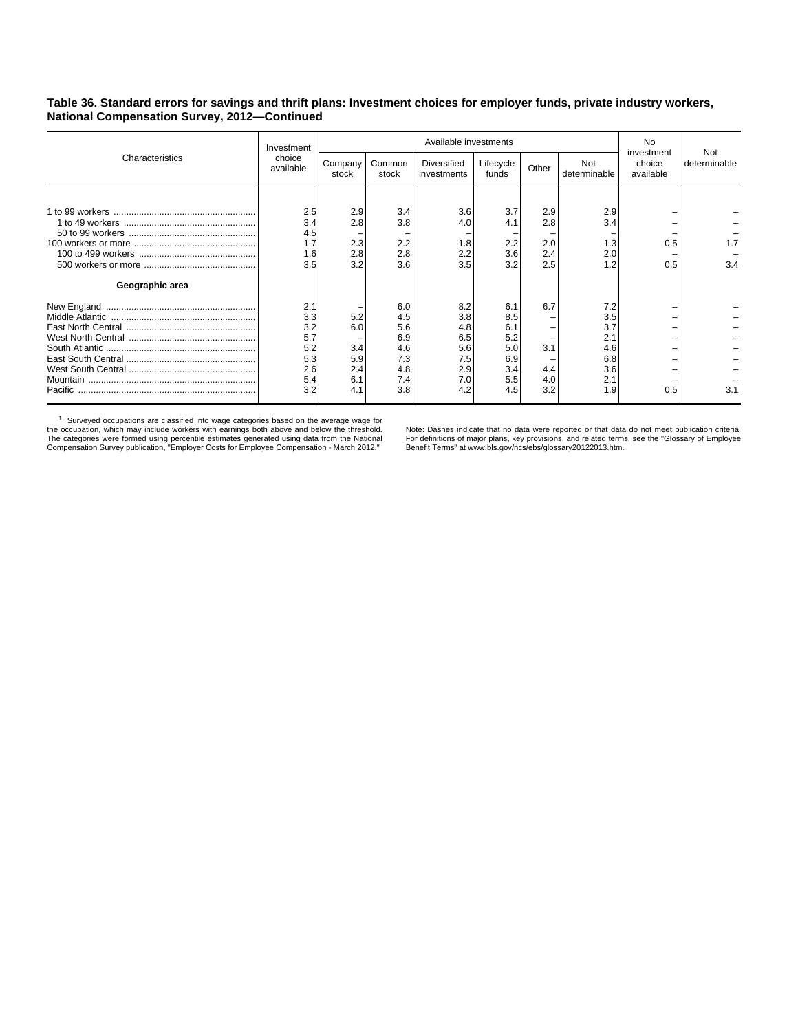**Table 36. Standard errors for savings and thrift plans: Investment choices for employer funds, private industry workers, National Compensation Survey, 2012—Continued**

| Characteristics | Investment choice available | Available investments | | | | | | No investment choice available | Not determinable |
|---|---|---|---|---|---|---|---|---|---|
| | | Company stock | Common stock | Diversified investments | Lifecycle funds | Other | Not determinable | | |
| 1 to 99 workers | 2.5 | 2.9 | 3.4 | 3.6 | 3.7 | 2.9 | 2.9 | – | – |
| 1 to 49 workers | 3.4 | 2.8 | 3.8 | 4.0 | 4.1 | 2.8 | 3.4 | – | – |
| 50 to 99 workers | 4.5 | – | – | – | – | – | – | – | – |
| 100 workers or more | 1.7 | 2.3 | 2.2 | 1.8 | 2.2 | 2.0 | 1.3 | 0.5 | 1.7 |
| 100 to 499 workers | 1.6 | 2.8 | 2.8 | 2.2 | 3.6 | 2.4 | 2.0 | – | – |
| 500 workers or more | 3.5 | 3.2 | 3.6 | 3.5 | 3.2 | 2.5 | 1.2 | 0.5 | 3.4 |
| **Geographic area** | | | | | | | | | |
| New England | 2.1 | – | 6.0 | 8.2 | 6.1 | 6.7 | 7.2 | – | – |
| Middle Atlantic | 3.3 | 5.2 | 4.5 | 3.8 | 8.5 | – | 3.5 | – | – |
| East North Central | 3.2 | 6.0 | 5.6 | 4.8 | 6.1 | – | 3.7 | – | – |
| West North Central | 5.7 | – | 6.9 | 6.5 | 5.2 | – | 2.1 | – | – |
| South Atlantic | 5.2 | 3.4 | 4.6 | 5.6 | 5.0 | 3.1 | 4.6 | – | – |
| East South Central | 5.3 | 5.9 | 7.3 | 7.5 | 6.9 | – | 6.8 | – | – |
| West South Central | 2.6 | 2.4 | 4.8 | 2.9 | 3.4 | 4.4 | 3.6 | – | – |
| Mountain | 5.4 | 6.1 | 7.4 | 7.0 | 5.5 | 4.0 | 2.1 | – | – |
| Pacific | 3.2 | 4.1 | 3.8 | 4.2 | 4.5 | 3.2 | 1.9 | 0.5 | 3.1 |

[1] Surveyed occupations are classified into wage categories based on the average wage for the occupation, which may include workers with earnings both above and below the threshold. The categories were formed using percentile estimates generated using data from the National Compensation Survey publication, "Employer Costs for Employee Compensation - March 2012."

Note: Dashes indicate that no data were reported or that data do not meet publication criteria. For definitions of major plans, key provisions, and related terms, see the "Glossary of Employee Benefit Terms" at www.bls.gov/ncs/ebs/glossary20122013.htm.